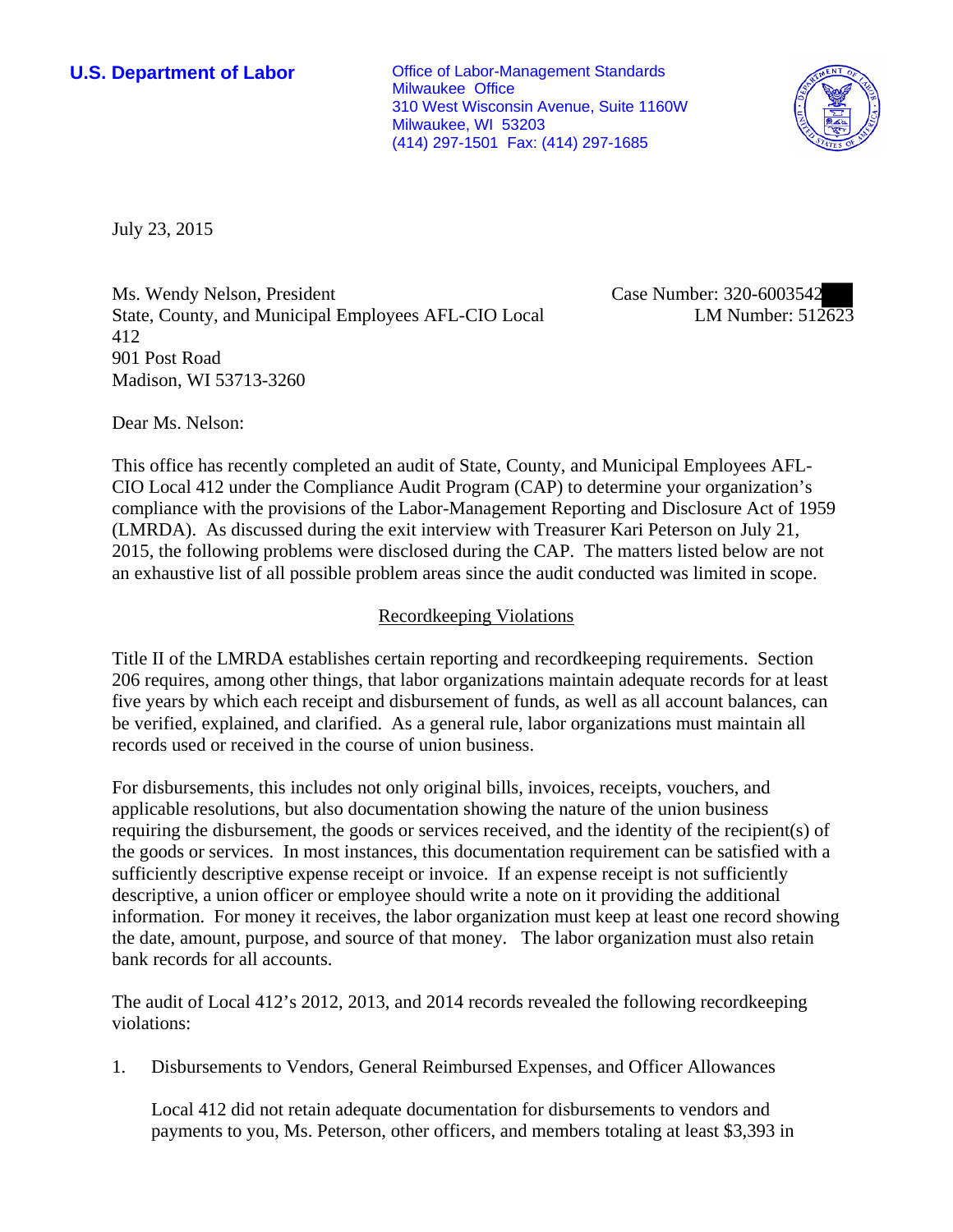U.S. Department of Labor

Office of Labor-Management Standards
Milwaukee Office
310 West Wisconsin Avenue, Suite 1160W
Milwaukee, WI 53203
(414) 297-1501 Fax: (414) 297-1685

July 23, 2015

Ms. Wendy Nelson, President
State, County, and Municipal Employees AFL-CIO Local 412
901 Post Road
Madison, WI 53713-3260

Case Number: 320-6003542
LM Number: 512623

Dear Ms. Nelson:

This office has recently completed an audit of State, County, and Municipal Employees AFL-CIO Local 412 under the Compliance Audit Program (CAP) to determine your organization's compliance with the provisions of the Labor-Management Reporting and Disclosure Act of 1959 (LMRDA). As discussed during the exit interview with Treasurer Kari Peterson on July 21, 2015, the following problems were disclosed during the CAP. The matters listed below are not an exhaustive list of all possible problem areas since the audit conducted was limited in scope.

## Recordkeeping Violations

Title II of the LMRDA establishes certain reporting and recordkeeping requirements. Section 206 requires, among other things, that labor organizations maintain adequate records for at least five years by which each receipt and disbursement of funds, as well as all account balances, can be verified, explained, and clarified. As a general rule, labor organizations must maintain all records used or received in the course of union business.

For disbursements, this includes not only original bills, invoices, receipts, vouchers, and applicable resolutions, but also documentation showing the nature of the union business requiring the disbursement, the goods or services received, and the identity of the recipient(s) of the goods or services. In most instances, this documentation requirement can be satisfied with a sufficiently descriptive expense receipt or invoice. If an expense receipt is not sufficiently descriptive, a union officer or employee should write a note on it providing the additional information. For money it receives, the labor organization must keep at least one record showing the date, amount, purpose, and source of that money. The labor organization must also retain bank records for all accounts.

The audit of Local 412's 2012, 2013, and 2014 records revealed the following recordkeeping violations:

1. Disbursements to Vendors, General Reimbursed Expenses, and Officer Allowances

   Local 412 did not retain adequate documentation for disbursements to vendors and payments to you, Ms. Peterson, other officers, and members totaling at least $3,393 in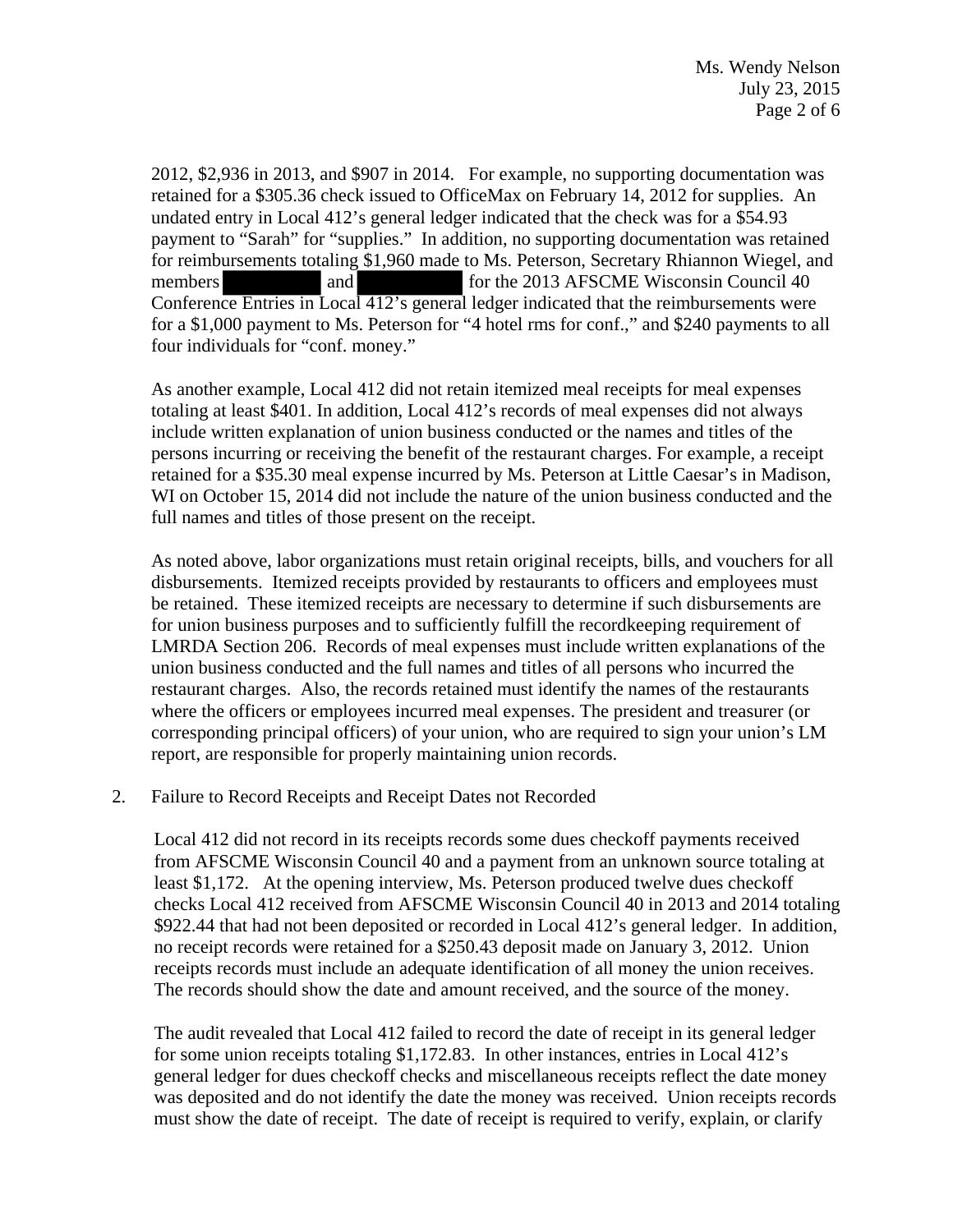2012, $2,936 in 2013, and $907 in 2014. For example, no supporting documentation was retained for a $305.36 check issued to OfficeMax on February 14, 2012 for supplies. An undated entry in Local 412's general ledger indicated that the check was for a $54.93 payment to "Sarah" for "supplies." In addition, no supporting documentation was retained for reimbursements totaling $1,960 made to Ms. Peterson, Secretary Rhiannon Wiegel, and members [redacted] and [redacted] for the 2013 AFSCME Wisconsin Council 40 Conference Entries in Local 412's general ledger indicated that the reimbursements were for a $1,000 payment to Ms. Peterson for "4 hotel rms for conf.," and $240 payments to all four individuals for "conf. money."

As another example, Local 412 did not retain itemized meal receipts for meal expenses totaling at least $401. In addition, Local 412's records of meal expenses did not always include written explanation of union business conducted or the names and titles of the persons incurring or receiving the benefit of the restaurant charges. For example, a receipt retained for a $35.30 meal expense incurred by Ms. Peterson at Little Caesar's in Madison, WI on October 15, 2014 did not include the nature of the union business conducted and the full names and titles of those present on the receipt.

As noted above, labor organizations must retain original receipts, bills, and vouchers for all disbursements. Itemized receipts provided by restaurants to officers and employees must be retained. These itemized receipts are necessary to determine if such disbursements are for union business purposes and to sufficiently fulfill the recordkeeping requirement of LMRDA Section 206. Records of meal expenses must include written explanations of the union business conducted and the full names and titles of all persons who incurred the restaurant charges. Also, the records retained must identify the names of the restaurants where the officers or employees incurred meal expenses. The president and treasurer (or corresponding principal officers) of your union, who are required to sign your union's LM report, are responsible for properly maintaining union records.

2. Failure to Record Receipts and Receipt Dates not Recorded

   Local 412 did not record in its receipts records some dues checkoff payments received from AFSCME Wisconsin Council 40 and a payment from an unknown source totaling at least $1,172. At the opening interview, Ms. Peterson produced twelve dues checkoff checks Local 412 received from AFSCME Wisconsin Council 40 in 2013 and 2014 totaling $922.44 that had not been deposited or recorded in Local 412's general ledger. In addition, no receipt records were retained for a $250.43 deposit made on January 3, 2012. Union receipts records must include an adequate identification of all money the union receives. The records should show the date and amount received, and the source of the money.

   The audit revealed that Local 412 failed to record the date of receipt in its general ledger for some union receipts totaling $1,172.83. In other instances, entries in Local 412's general ledger for dues checkoff checks and miscellaneous receipts reflect the date money was deposited and do not identify the date the money was received. Union receipts records must show the date of receipt. The date of receipt is required to verify, explain, or clarify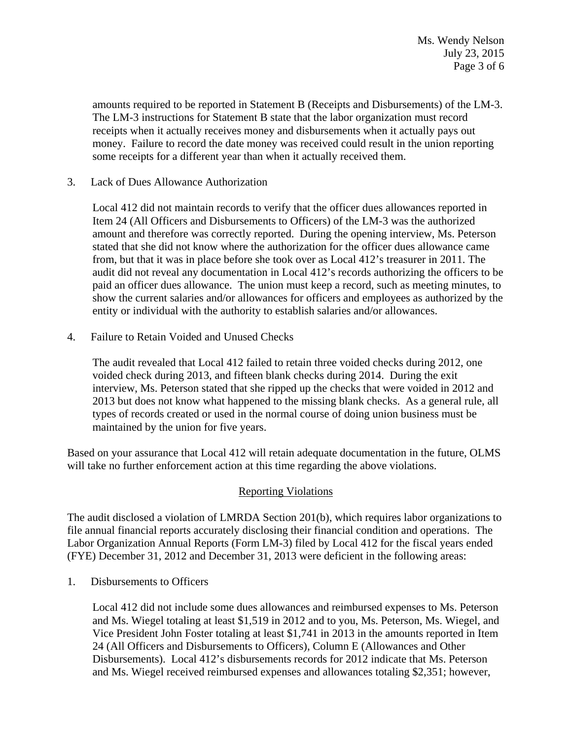amounts required to be reported in Statement B (Receipts and Disbursements) of the LM-3. The LM-3 instructions for Statement B state that the labor organization must record receipts when it actually receives money and disbursements when it actually pays out money. Failure to record the date money was received could result in the union reporting some receipts for a different year than when it actually received them.

3. Lack of Dues Allowance Authorization

   Local 412 did not maintain records to verify that the officer dues allowances reported in Item 24 (All Officers and Disbursements to Officers) of the LM-3 was the authorized amount and therefore was correctly reported. During the opening interview, Ms. Peterson stated that she did not know where the authorization for the officer dues allowance came from, but that it was in place before she took over as Local 412's treasurer in 2011. The audit did not reveal any documentation in Local 412's records authorizing the officers to be paid an officer dues allowance. The union must keep a record, such as meeting minutes, to show the current salaries and/or allowances for officers and employees as authorized by the entity or individual with the authority to establish salaries and/or allowances.

4. Failure to Retain Voided and Unused Checks

   The audit revealed that Local 412 failed to retain three voided checks during 2012, one voided check during 2013, and fifteen blank checks during 2014. During the exit interview, Ms. Peterson stated that she ripped up the checks that were voided in 2012 and 2013 but does not know what happened to the missing blank checks. As a general rule, all types of records created or used in the normal course of doing union business must be maintained by the union for five years.

Based on your assurance that Local 412 will retain adequate documentation in the future, OLMS will take no further enforcement action at this time regarding the above violations.

## Reporting Violations

The audit disclosed a violation of LMRDA Section 201(b), which requires labor organizations to file annual financial reports accurately disclosing their financial condition and operations. The Labor Organization Annual Reports (Form LM-3) filed by Local 412 for the fiscal years ended (FYE) December 31, 2012 and December 31, 2013 were deficient in the following areas:

1. Disbursements to Officers

   Local 412 did not include some dues allowances and reimbursed expenses to Ms. Peterson and Ms. Wiegel totaling at least $1,519 in 2012 and to you, Ms. Peterson, Ms. Wiegel, and Vice President John Foster totaling at least $1,741 in 2013 in the amounts reported in Item 24 (All Officers and Disbursements to Officers), Column E (Allowances and Other Disbursements). Local 412's disbursements records for 2012 indicate that Ms. Peterson and Ms. Wiegel received reimbursed expenses and allowances totaling $2,351; however,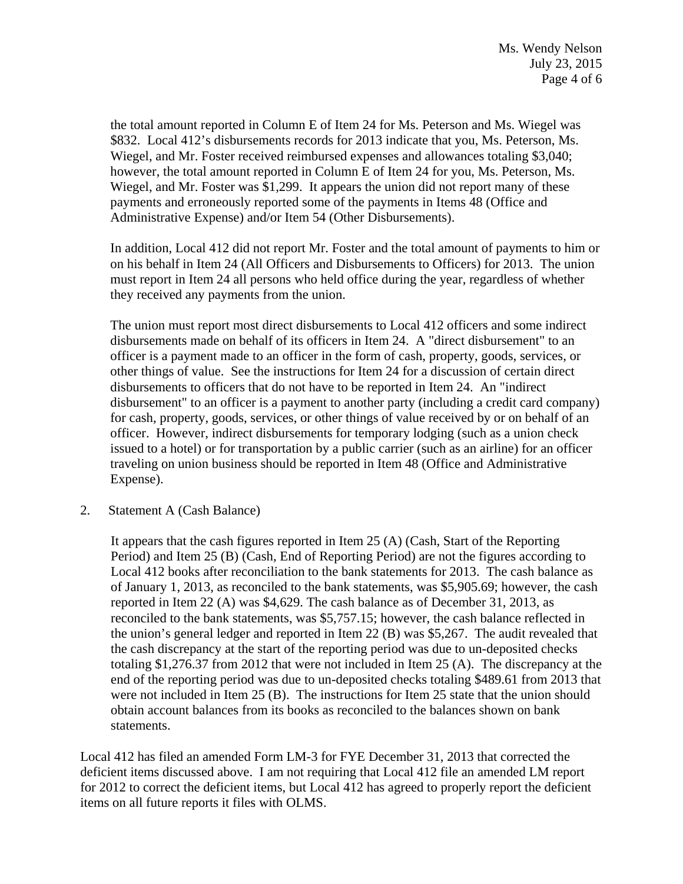the total amount reported in Column E of Item 24 for Ms. Peterson and Ms. Wiegel was $832. Local 412's disbursements records for 2013 indicate that you, Ms. Peterson, Ms. Wiegel, and Mr. Foster received reimbursed expenses and allowances totaling $3,040; however, the total amount reported in Column E of Item 24 for you, Ms. Peterson, Ms. Wiegel, and Mr. Foster was $1,299. It appears the union did not report many of these payments and erroneously reported some of the payments in Items 48 (Office and Administrative Expense) and/or Item 54 (Other Disbursements).

In addition, Local 412 did not report Mr. Foster and the total amount of payments to him or on his behalf in Item 24 (All Officers and Disbursements to Officers) for 2013. The union must report in Item 24 all persons who held office during the year, regardless of whether they received any payments from the union.

The union must report most direct disbursements to Local 412 officers and some indirect disbursements made on behalf of its officers in Item 24. A "direct disbursement" to an officer is a payment made to an officer in the form of cash, property, goods, services, or other things of value. See the instructions for Item 24 for a discussion of certain direct disbursements to officers that do not have to be reported in Item 24. An "indirect disbursement" to an officer is a payment to another party (including a credit card company) for cash, property, goods, services, or other things of value received by or on behalf of an officer. However, indirect disbursements for temporary lodging (such as a union check issued to a hotel) or for transportation by a public carrier (such as an airline) for an officer traveling on union business should be reported in Item 48 (Office and Administrative Expense).

2. Statement A (Cash Balance)

It appears that the cash figures reported in Item 25 (A) (Cash, Start of the Reporting Period) and Item 25 (B) (Cash, End of Reporting Period) are not the figures according to Local 412 books after reconciliation to the bank statements for 2013. The cash balance as of January 1, 2013, as reconciled to the bank statements, was $5,905.69; however, the cash reported in Item 22 (A) was $4,629. The cash balance as of December 31, 2013, as reconciled to the bank statements, was $5,757.15; however, the cash balance reflected in the union's general ledger and reported in Item 22 (B) was $5,267. The audit revealed that the cash discrepancy at the start of the reporting period was due to un-deposited checks totaling $1,276.37 from 2012 that were not included in Item 25 (A). The discrepancy at the end of the reporting period was due to un-deposited checks totaling $489.61 from 2013 that were not included in Item 25 (B). The instructions for Item 25 state that the union should obtain account balances from its books as reconciled to the balances shown on bank statements.

Local 412 has filed an amended Form LM-3 for FYE December 31, 2013 that corrected the deficient items discussed above. I am not requiring that Local 412 file an amended LM report for 2012 to correct the deficient items, but Local 412 has agreed to properly report the deficient items on all future reports it files with OLMS.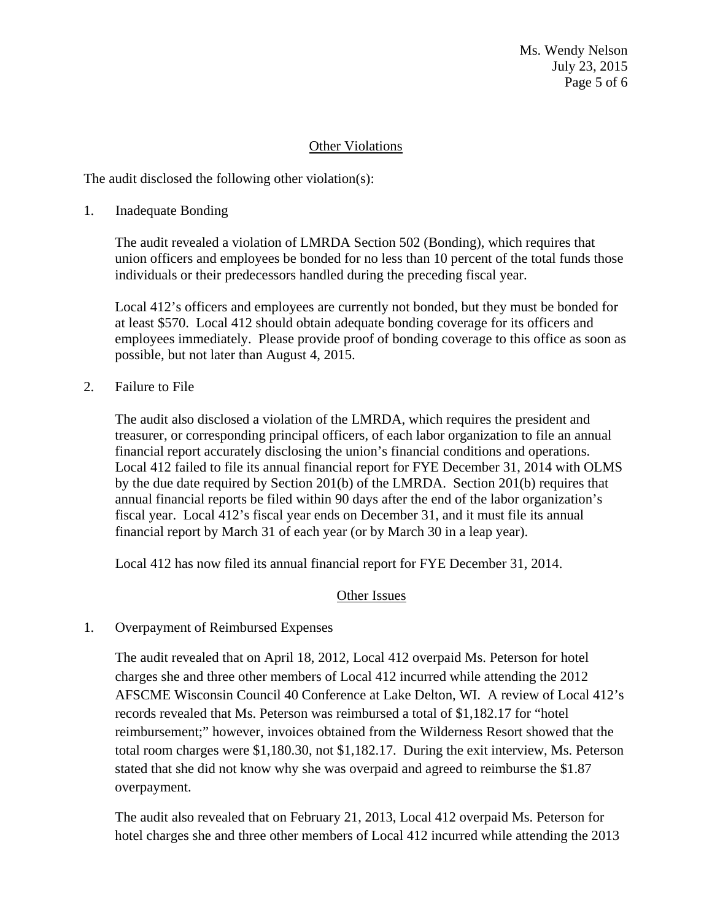Ms. Wendy Nelson
July 23, 2015

## Other Violations

The audit disclosed the following other violation(s):

1. Inadequate Bonding

   The audit revealed a violation of LMRDA Section 502 (Bonding), which requires that union officers and employees be bonded for no less than 10 percent of the total funds those individuals or their predecessors handled during the preceding fiscal year.

   Local 412's officers and employees are currently not bonded, but they must be bonded for at least $570. Local 412 should obtain adequate bonding coverage for its officers and employees immediately. Please provide proof of bonding coverage to this office as soon as possible, but not later than August 4, 2015.

2. Failure to File

   The audit also disclosed a violation of the LMRDA, which requires the president and treasurer, or corresponding principal officers, of each labor organization to file an annual financial report accurately disclosing the union's financial conditions and operations. Local 412 failed to file its annual financial report for FYE December 31, 2014 with OLMS by the due date required by Section 201(b) of the LMRDA. Section 201(b) requires that annual financial reports be filed within 90 days after the end of the labor organization's fiscal year. Local 412's fiscal year ends on December 31, and it must file its annual financial report by March 31 of each year (or by March 30 in a leap year).

   Local 412 has now filed its annual financial report for FYE December 31, 2014.

## Other Issues

1. Overpayment of Reimbursed Expenses

   The audit revealed that on April 18, 2012, Local 412 overpaid Ms. Peterson for hotel charges she and three other members of Local 412 incurred while attending the 2012 AFSCME Wisconsin Council 40 Conference at Lake Delton, WI. A review of Local 412's records revealed that Ms. Peterson was reimbursed a total of $1,182.17 for "hotel reimbursement;" however, invoices obtained from the Wilderness Resort showed that the total room charges were $1,180.30, not $1,182.17. During the exit interview, Ms. Peterson stated that she did not know why she was overpaid and agreed to reimburse the $1.87 overpayment.

   The audit also revealed that on February 21, 2013, Local 412 overpaid Ms. Peterson for hotel charges she and three other members of Local 412 incurred while attending the 2013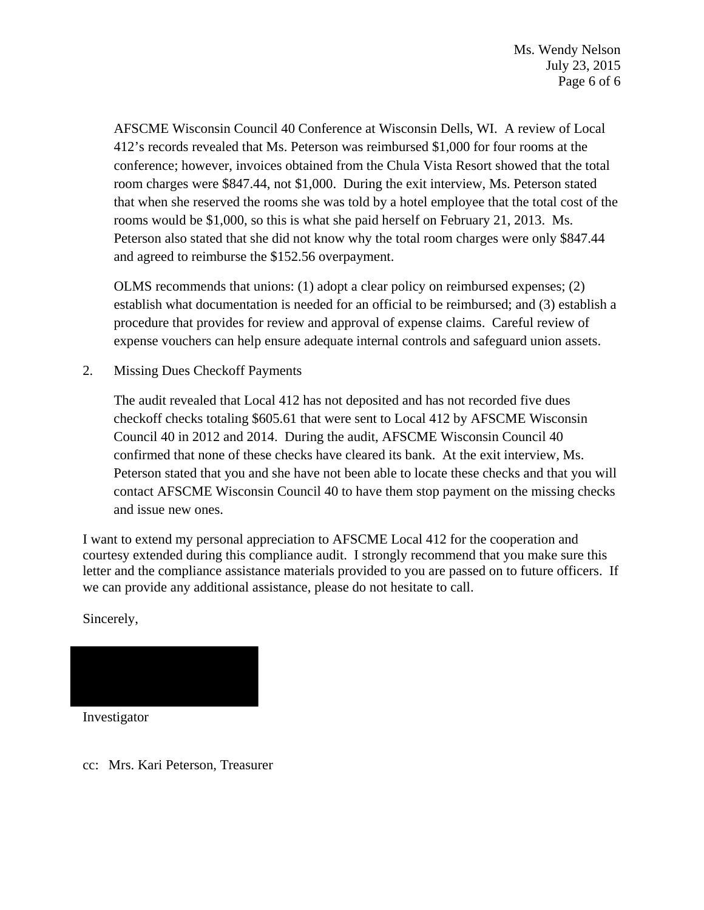AFSCME Wisconsin Council 40 Conference at Wisconsin Dells, WI. A review of Local 412's records revealed that Ms. Peterson was reimbursed $1,000 for four rooms at the conference; however, invoices obtained from the Chula Vista Resort showed that the total room charges were $847.44, not $1,000. During the exit interview, Ms. Peterson stated that when she reserved the rooms she was told by a hotel employee that the total cost of the rooms would be $1,000, so this is what she paid herself on February 21, 2013. Ms. Peterson also stated that she did not know why the total room charges were only $847.44 and agreed to reimburse the $152.56 overpayment.

OLMS recommends that unions: (1) adopt a clear policy on reimbursed expenses; (2) establish what documentation is needed for an official to be reimbursed; and (3) establish a procedure that provides for review and approval of expense claims. Careful review of expense vouchers can help ensure adequate internal controls and safeguard union assets.

2. Missing Dues Checkoff Payments

   The audit revealed that Local 412 has not deposited and has not recorded five dues checkoff checks totaling $605.61 that were sent to Local 412 by AFSCME Wisconsin Council 40 in 2012 and 2014. During the audit, AFSCME Wisconsin Council 40 confirmed that none of these checks have cleared its bank. At the exit interview, Ms. Peterson stated that you and she have not been able to locate these checks and that you will contact AFSCME Wisconsin Council 40 to have them stop payment on the missing checks and issue new ones.

I want to extend my personal appreciation to AFSCME Local 412 for the cooperation and courtesy extended during this compliance audit. I strongly recommend that you make sure this letter and the compliance assistance materials provided to you are passed on to future officers. If we can provide any additional assistance, please do not hesitate to call.

Sincerely,

Investigator

cc: Mrs. Kari Peterson, Treasurer